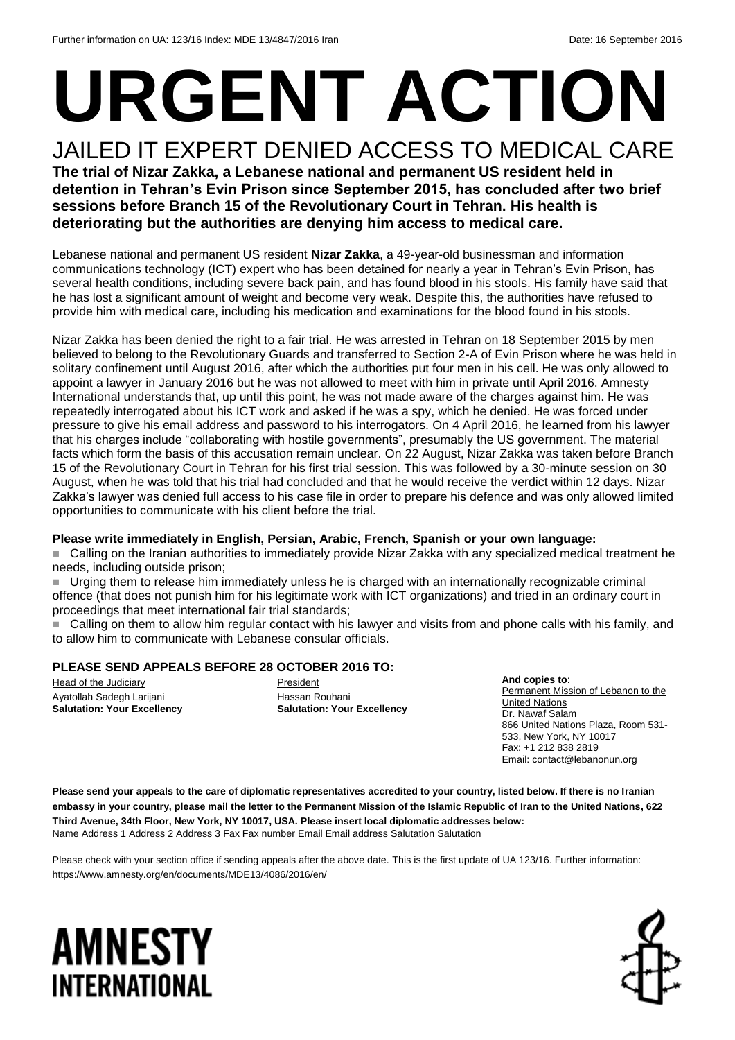Further information on UA: 123/16 Index: MDE 13/4847/2016 Iran Date: 16 September 2016

# URGENT ACTION

## JAILED IT EXPERT DENIED ACCESS TO MEDICAL CARE

**The trial of Nizar Zakka, a Lebanese national and permanent US resident held in detention in Tehran's Evin Prison since September 2015, has concluded after two brief sessions before Branch 15 of the Revolutionary Court in Tehran. His health is deteriorating but the authorities are denying him access to medical care.**

Lebanese national and permanent US resident **Nizar Zakka**, a 49-year-old businessman and information communications technology (ICT) expert who has been detained for nearly a year in Tehran's Evin Prison, has several health conditions, including severe back pain, and has found blood in his stools. His family have said that he has lost a significant amount of weight and become very weak. Despite this, the authorities have refused to provide him with medical care, including his medication and examinations for the blood found in his stools.

Nizar Zakka has been denied the right to a fair trial. He was arrested in Tehran on 18 September 2015 by men believed to belong to the Revolutionary Guards and transferred to Section 2-A of Evin Prison where he was held in solitary confinement until August 2016, after which the authorities put four men in his cell. He was only allowed to appoint a lawyer in January 2016 but he was not allowed to meet with him in private until April 2016. Amnesty International understands that, up until this point, he was not made aware of the charges against him. He was repeatedly interrogated about his ICT work and asked if he was a spy, which he denied. He was forced under pressure to give his email address and password to his interrogators. On 4 April 2016, he learned from his lawyer that his charges include "collaborating with hostile governments", presumably the US government. The material facts which form the basis of this accusation remain unclear. On 22 August, Nizar Zakka was taken before Branch 15 of the Revolutionary Court in Tehran for his first trial session. This was followed by a 30-minute session on 30 August, when he was told that his trial had concluded and that he would receive the verdict within 12 days. Nizar Zakka's lawyer was denied full access to his case file in order to prepare his defence and was only allowed limited opportunities to communicate with his client before the trial.

**Please write immediately in English, Persian, Arabic, French, Spanish or your own language:**

- Calling on the Iranian authorities to immediately provide Nizar Zakka with any specialized medical treatment he needs, including outside prison;
- Urging them to release him immediately unless he is charged with an internationally recognizable criminal offence (that does not punish him for his legitimate work with ICT organizations) and tried in an ordinary court in proceedings that meet international fair trial standards;
- Calling on them to allow him regular contact with his lawyer and visits from and phone calls with his family, and to allow him to communicate with Lebanese consular officials.

**PLEASE SEND APPEALS BEFORE 28 OCTOBER 2016 TO:**

Head of the Judiciary
Ayatollah Sadegh Larijani
**Salutation: Your Excellency**

President
Hassan Rouhani
**Salutation: Your Excellency**

**And copies to**:
Permanent Mission of Lebanon to the United Nations
Dr. Nawaf Salam
866 United Nations Plaza, Room 531-533, New York, NY 10017
Fax: +1 212 838 2819
Email: contact@lebanonun.org

**Please send your appeals to the care of diplomatic representatives accredited to your country, listed below. If there is no Iranian embassy in your country, please mail the letter to the Permanent Mission of the Islamic Republic of Iran to the United Nations, 622 Third Avenue, 34th Floor, New York, NY 10017, USA. Please insert local diplomatic addresses below:**
Name Address 1 Address 2 Address 3 Fax Fax number Email Email address Salutation Salutation

Please check with your section office if sending appeals after the above date. This is the first update of UA 123/16. Further information: https://www.amnesty.org/en/documents/MDE13/4086/2016/en/

AMNESTY INTERNATIONAL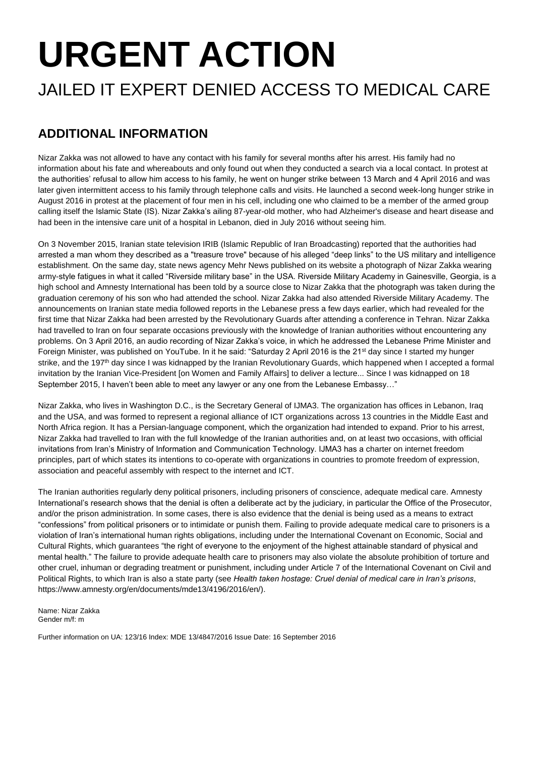// URGENT ACTION

# URGENT ACTION

## JAILED IT EXPERT DENIED ACCESS TO MEDICAL CARE

### ADDITIONAL INFORMATION

Nizar Zakka was not allowed to have any contact with his family for several months after his arrest. His family had no information about his fate and whereabouts and only found out when they conducted a search via a local contact. In protest at the authorities' refusal to allow him access to his family, he went on hunger strike between 13 March and 4 April 2016 and was later given intermittent access to his family through telephone calls and visits. He launched a second week-long hunger strike in August 2016 in protest at the placement of four men in his cell, including one who claimed to be a member of the armed group calling itself the Islamic State (IS). Nizar Zakka's ailing 87-year-old mother, who had Alzheimer's disease and heart disease and had been in the intensive care unit of a hospital in Lebanon, died in July 2016 without seeing him.

On 3 November 2015, Iranian state television IRIB (Islamic Republic of Iran Broadcasting) reported that the authorities had arrested a man whom they described as a "treasure trove" because of his alleged "deep links" to the US military and intelligence establishment. On the same day, state news agency Mehr News published on its website a photograph of Nizar Zakka wearing army-style fatigues in what it called "Riverside military base" in the USA. Riverside Military Academy in Gainesville, Georgia, is a high school and Amnesty International has been told by a source close to Nizar Zakka that the photograph was taken during the graduation ceremony of his son who had attended the school. Nizar Zakka had also attended Riverside Military Academy. The announcements on Iranian state media followed reports in the Lebanese press a few days earlier, which had revealed for the first time that Nizar Zakka had been arrested by the Revolutionary Guards after attending a conference in Tehran. Nizar Zakka had travelled to Iran on four separate occasions previously with the knowledge of Iranian authorities without encountering any problems. On 3 April 2016, an audio recording of Nizar Zakka's voice, in which he addressed the Lebanese Prime Minister and Foreign Minister, was published on YouTube. In it he said: "Saturday 2 April 2016 is the 21st day since I started my hunger strike, and the 197th day since I was kidnapped by the Iranian Revolutionary Guards, which happened when I accepted a formal invitation by the Iranian Vice-President [on Women and Family Affairs] to deliver a lecture... Since I was kidnapped on 18 September 2015, I haven't been able to meet any lawyer or any one from the Lebanese Embassy…"

Nizar Zakka, who lives in Washington D.C., is the Secretary General of IJMA3. The organization has offices in Lebanon, Iraq and the USA, and was formed to represent a regional alliance of ICT organizations across 13 countries in the Middle East and North Africa region. It has a Persian-language component, which the organization had intended to expand. Prior to his arrest, Nizar Zakka had travelled to Iran with the full knowledge of the Iranian authorities and, on at least two occasions, with official invitations from Iran's Ministry of Information and Communication Technology. IJMA3 has a charter on internet freedom principles, part of which states its intentions to co-operate with organizations in countries to promote freedom of expression, association and peaceful assembly with respect to the internet and ICT.

The Iranian authorities regularly deny political prisoners, including prisoners of conscience, adequate medical care. Amnesty International's research shows that the denial is often a deliberate act by the judiciary, in particular the Office of the Prosecutor, and/or the prison administration. In some cases, there is also evidence that the denial is being used as a means to extract "confessions" from political prisoners or to intimidate or punish them. Failing to provide adequate medical care to prisoners is a violation of Iran's international human rights obligations, including under the International Covenant on Economic, Social and Cultural Rights, which guarantees "the right of everyone to the enjoyment of the highest attainable standard of physical and mental health." The failure to provide adequate health care to prisoners may also violate the absolute prohibition of torture and other cruel, inhuman or degrading treatment or punishment, including under Article 7 of the International Covenant on Civil and Political Rights, to which Iran is also a state party (see *Health taken hostage: Cruel denial of medical care in Iran's prisons*, https://www.amnesty.org/en/documents/mde13/4196/2016/en/).

Name: Nizar Zakka
Gender m/f: m

Further information on UA: 123/16 Index: MDE 13/4847/2016 Issue Date: 16 September 2016